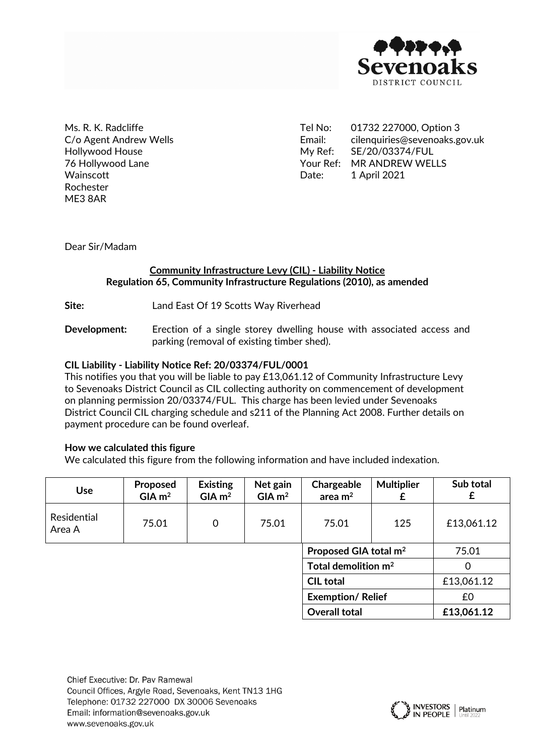Sevenoaks
DISTRICT COUNCIL

Ms. R. K. Radcliffe
C/o Agent Andrew Wells
Hollywood House
76 Hollywood Lane
Wainscott
Rochester
ME3 8AR

Tel No: 01732 227000, Option 3
Email: cilenquiries@sevenoaks.gov.uk
My Ref: SE/20/03374/FUL
Your Ref: MR ANDREW WELLS
Date: 1 April 2021

Dear Sir/Madam

**Community Infrastructure Levy (CIL) - Liability Notice**
**Regulation 65, Community Infrastructure Regulations (2010), as amended**

**Site:** Land East Of 19 Scotts Way Riverhead

**Development:** Erection of a single storey dwelling house with associated access and parking (removal of existing timber shed).

**CIL Liability - Liability Notice Ref: 20/03374/FUL/0001**

This notifies you that you will be liable to pay £13,061.12 of Community Infrastructure Levy to Sevenoaks District Council as CIL collecting authority on commencement of development on planning permission 20/03374/FUL. This charge has been levied under Sevenoaks District Council CIL charging schedule and s211 of the Planning Act 2008. Further details on payment procedure can be found overleaf.

**How we calculated this figure**

We calculated this figure from the following information and have included indexation.

| Use | Proposed GIA $m^2$ | Existing GIA $m^2$ | Net gain GIA $m^2$ | Chargeable area $m^2$ | Multiplier £ | Sub total £ |
|---|---|---|---|---|---|---|
| Residential Area A | 75.01 | 0 | 75.01 | 75.01 | 125 | £13,061.12 |
| | | | | **Proposed GIA total $m^2$** | | 75.01 |
| | | | | **Total demolition $m^2$** | | 0 |
| | | | | **CIL total** | | £13,061.12 |
| | | | | **Exemption/ Relief** | | £0 |
| | | | | **Overall total** | | **£13,061.12** |

Chief Executive: Dr. Pav Ramewal
Council Offices, Argyle Road, Sevenoaks, Kent TN13 1HG
Telephone: 01732 227000 DX 30006 Sevenoaks
Email: information@sevenoaks.gov.uk
www.sevenoaks.gov.uk

INVESTORS IN PEOPLE | Platinum Until 2022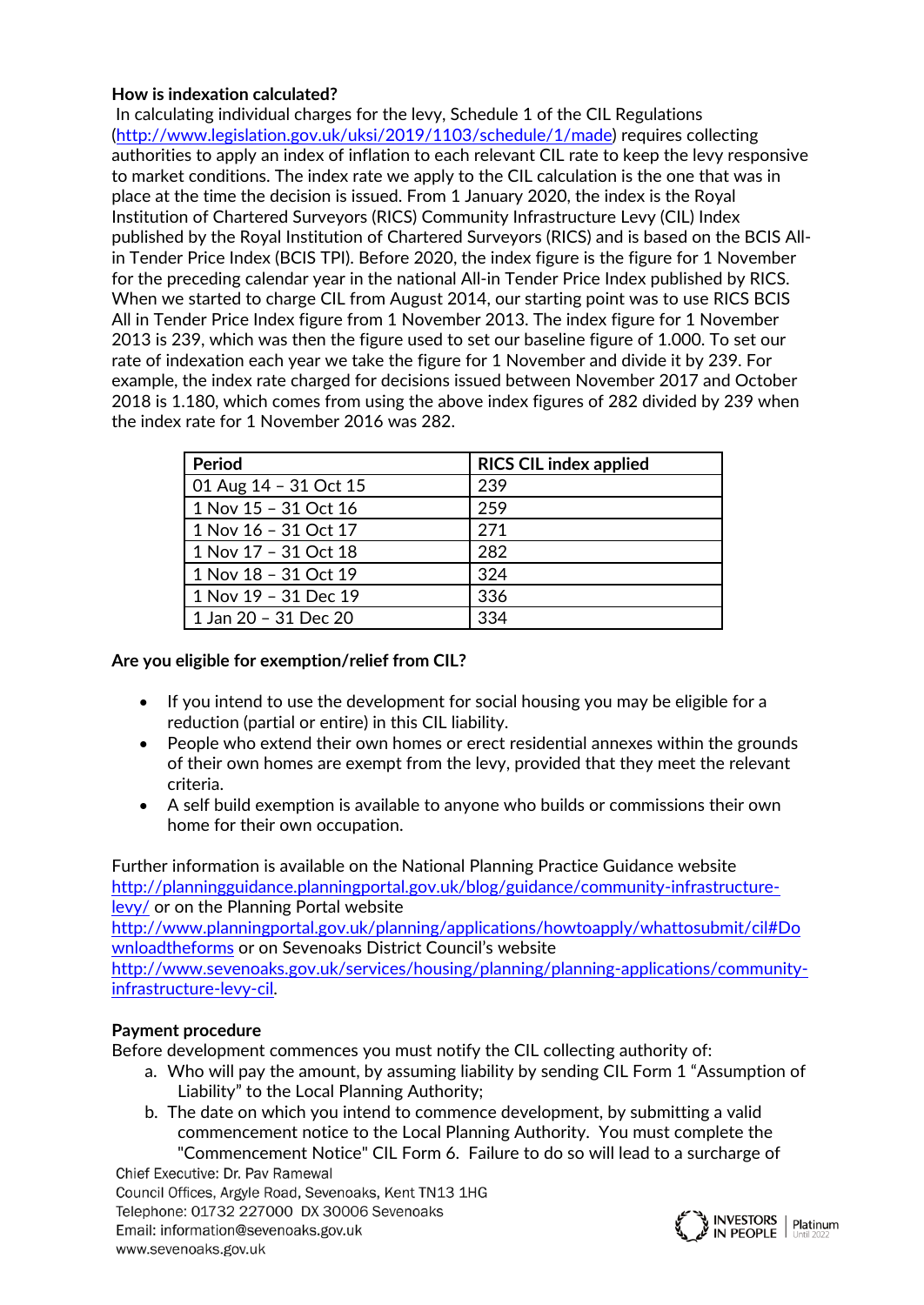**How is indexation calculated?**

In calculating individual charges for the levy, Schedule 1 of the CIL Regulations (http://www.legislation.gov.uk/uksi/2019/1103/schedule/1/made) requires collecting authorities to apply an index of inflation to each relevant CIL rate to keep the levy responsive to market conditions. The index rate we apply to the CIL calculation is the one that was in place at the time the decision is issued. From 1 January 2020, the index is the Royal Institution of Chartered Surveyors (RICS) Community Infrastructure Levy (CIL) Index published by the Royal Institution of Chartered Surveyors (RICS) and is based on the BCIS All-in Tender Price Index (BCIS TPI). Before 2020, the index figure is the figure for 1 November for the preceding calendar year in the national All-in Tender Price Index published by RICS. When we started to charge CIL from August 2014, our starting point was to use RICS BCIS All in Tender Price Index figure from 1 November 2013. The index figure for 1 November 2013 is 239, which was then the figure used to set our baseline figure of 1.000. To set our rate of indexation each year we take the figure for 1 November and divide it by 239. For example, the index rate charged for decisions issued between November 2017 and October 2018 is 1.180, which comes from using the above index figures of 282 divided by 239 when the index rate for 1 November 2016 was 282.

| Period | RICS CIL index applied |
| --- | --- |
| 01 Aug 14 – 31 Oct 15 | 239 |
| 1 Nov 15 – 31 Oct 16 | 259 |
| 1 Nov 16 – 31 Oct 17 | 271 |
| 1 Nov 17 – 31 Oct 18 | 282 |
| 1 Nov 18 – 31 Oct 19 | 324 |
| 1 Nov 19 – 31 Dec 19 | 336 |
| 1 Jan 20 – 31 Dec 20 | 334 |

**Are you eligible for exemption/relief from CIL?**

- If you intend to use the development for social housing you may be eligible for a reduction (partial or entire) in this CIL liability.
- People who extend their own homes or erect residential annexes within the grounds of their own homes are exempt from the levy, provided that they meet the relevant criteria.
- A self build exemption is available to anyone who builds or commissions their own home for their own occupation.

Further information is available on the National Planning Practice Guidance website http://planningguidance.planningportal.gov.uk/blog/guidance/community-infrastructure-levy/ or on the Planning Portal website http://www.planningportal.gov.uk/planning/applications/howtoapply/whattosubmit/cil#Downloadtheforms or on Sevenoaks District Council's website http://www.sevenoaks.gov.uk/services/housing/planning/planning-applications/community-infrastructure-levy-cil.

**Payment procedure**

Before development commences you must notify the CIL collecting authority of:

a. Who will pay the amount, by assuming liability by sending CIL Form 1 "Assumption of Liability" to the Local Planning Authority;
b. The date on which you intend to commence development, by submitting a valid commencement notice to the Local Planning Authority. You must complete the "Commencement Notice" CIL Form 6. Failure to do so will lead to a surcharge of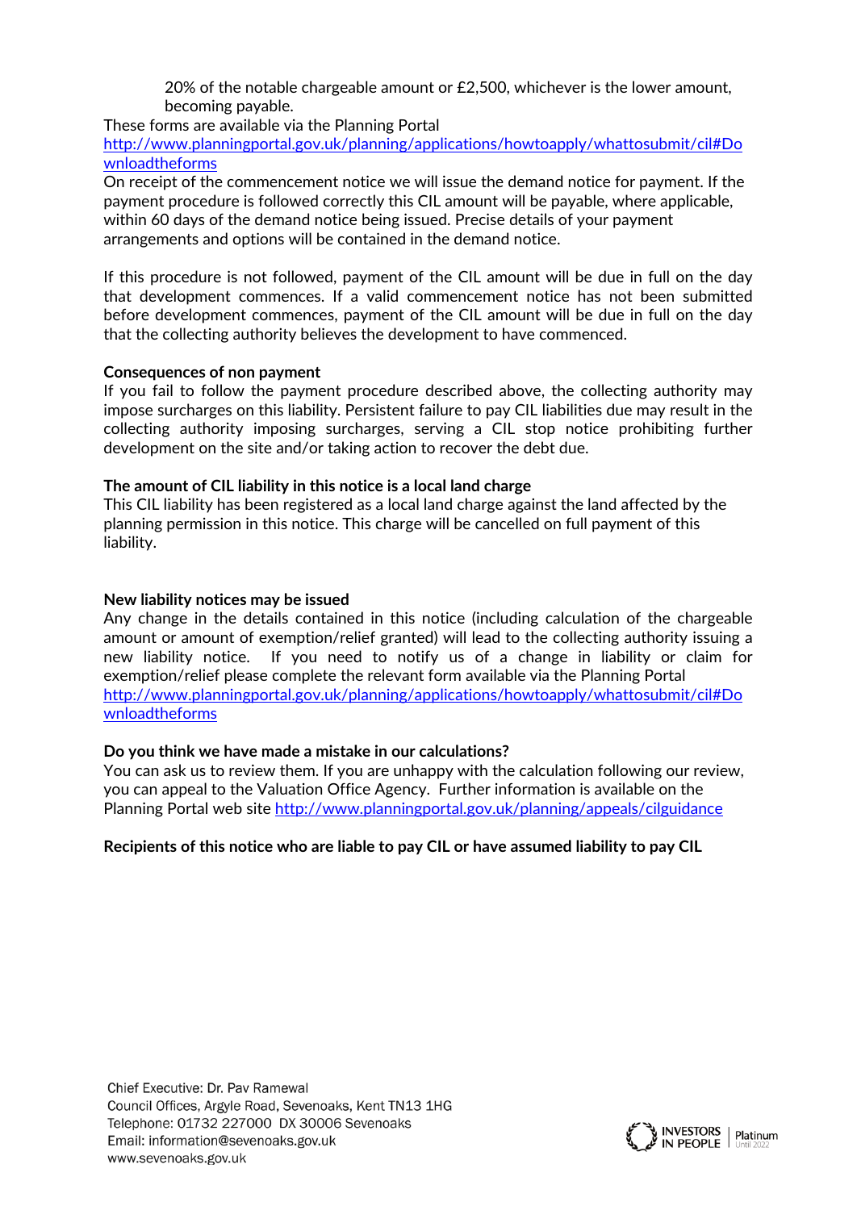20% of the notable chargeable amount or £2,500, whichever is the lower amount, becoming payable.

These forms are available via the Planning Portal [http://www.planningportal.gov.uk/planning/applications/howtoapply/whattosubmit/cil#Downloadtheforms](http://www.planningportal.gov.uk/planning/applications/howtoapply/whattosubmit/cil#Downloadtheforms)

On receipt of the commencement notice we will issue the demand notice for payment. If the payment procedure is followed correctly this CIL amount will be payable, where applicable, within 60 days of the demand notice being issued. Precise details of your payment arrangements and options will be contained in the demand notice.

If this procedure is not followed, payment of the CIL amount will be due in full on the day that development commences. If a valid commencement notice has not been submitted before development commences, payment of the CIL amount will be due in full on the day that the collecting authority believes the development to have commenced.

**Consequences of non payment**

If you fail to follow the payment procedure described above, the collecting authority may impose surcharges on this liability. Persistent failure to pay CIL liabilities due may result in the collecting authority imposing surcharges, serving a CIL stop notice prohibiting further development on the site and/or taking action to recover the debt due.

**The amount of CIL liability in this notice is a local land charge**

This CIL liability has been registered as a local land charge against the land affected by the planning permission in this notice. This charge will be cancelled on full payment of this liability.

**New liability notices may be issued**

Any change in the details contained in this notice (including calculation of the chargeable amount or amount of exemption/relief granted) will lead to the collecting authority issuing a new liability notice. If you need to notify us of a change in liability or claim for exemption/relief please complete the relevant form available via the Planning Portal [http://www.planningportal.gov.uk/planning/applications/howtoapply/whattosubmit/cil#Downloadtheforms](http://www.planningportal.gov.uk/planning/applications/howtoapply/whattosubmit/cil#Downloadtheforms)

**Do you think we have made a mistake in our calculations?**

You can ask us to review them. If you are unhappy with the calculation following our review, you can appeal to the Valuation Office Agency. Further information is available on the Planning Portal web site [http://www.planningportal.gov.uk/planning/appeals/cilguidance](http://www.planningportal.gov.uk/planning/appeals/cilguidance)

**Recipients of this notice who are liable to pay CIL or have assumed liability to pay CIL**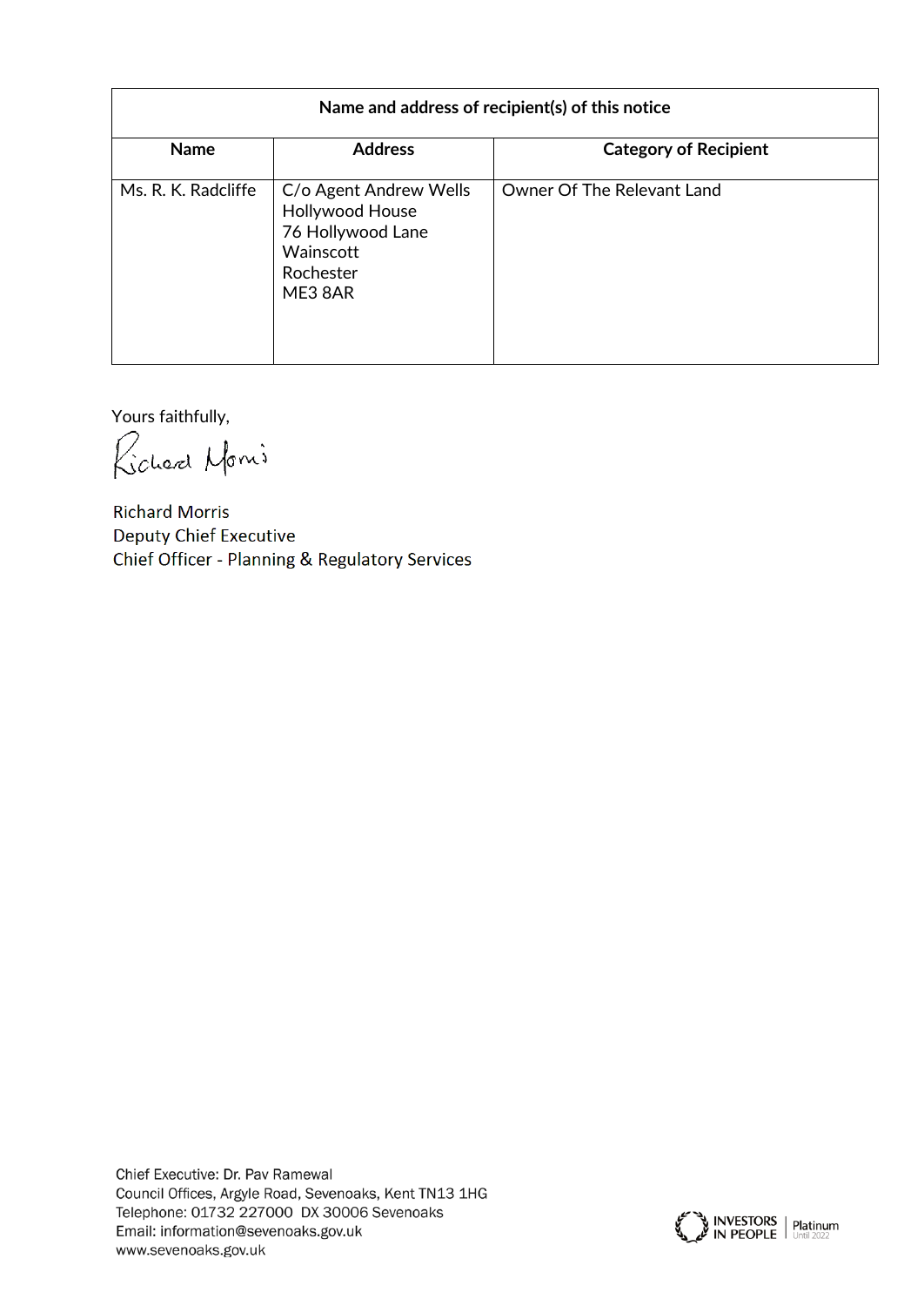| Name and address of recipient(s) of this notice | | |
|---|---|---|
| **Name** | **Address** | **Category of Recipient** |
| Ms. R. K. Radcliffe | C/o Agent Andrew Wells<br>Hollywood House<br>76 Hollywood Lane<br>Wainscott<br>Rochester<br>ME3 8AR | Owner Of The Relevant Land |

Yours faithfully,

Richard Morris

Richard Morris
Deputy Chief Executive
Chief Officer - Planning & Regulatory Services

Chief Executive: Dr. Pav Ramewal
Council Offices, Argyle Road, Sevenoaks, Kent TN13 1HG
Telephone: 01732 227000 DX 30006 Sevenoaks
Email: information@sevenoaks.gov.uk
www.sevenoaks.gov.uk

INVESTORS IN PEOPLE | Platinum Until 2022